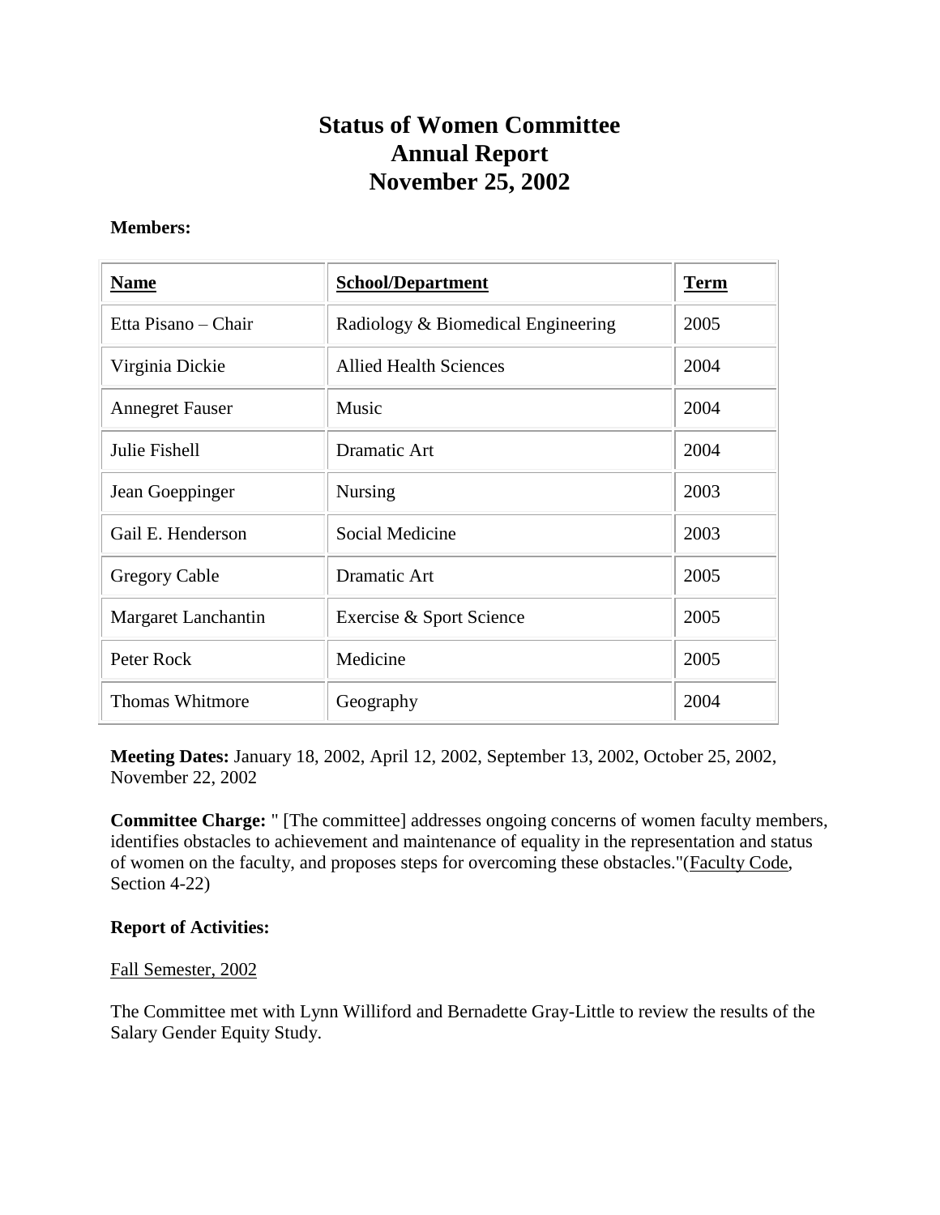# Status of Women Committee
# Annual Report
# November 25, 2002

**Members:**

| Name | School/Department | Term |
|---|---|---|
| Etta Pisano – Chair | Radiology & Biomedical Engineering | 2005 |
| Virginia Dickie | Allied Health Sciences | 2004 |
| Annegret Fauser | Music | 2004 |
| Julie Fishell | Dramatic Art | 2004 |
| Jean Goeppinger | Nursing | 2003 |
| Gail E. Henderson | Social Medicine | 2003 |
| Gregory Cable | Dramatic Art | 2005 |
| Margaret Lanchantin | Exercise & Sport Science | 2005 |
| Peter Rock | Medicine | 2005 |
| Thomas Whitmore | Geography | 2004 |

**Meeting Dates:** January 18, 2002, April 12, 2002, September 13, 2002, October 25, 2002, November 22, 2002

**Committee Charge:** " [The committee] addresses ongoing concerns of women faculty members, identifies obstacles to achievement and maintenance of equality in the representation and status of women on the faculty, and proposes steps for overcoming these obstacles."(Faculty Code, Section 4-22)

**Report of Activities:**

Fall Semester, 2002

The Committee met with Lynn Williford and Bernadette Gray-Little to review the results of the Salary Gender Equity Study.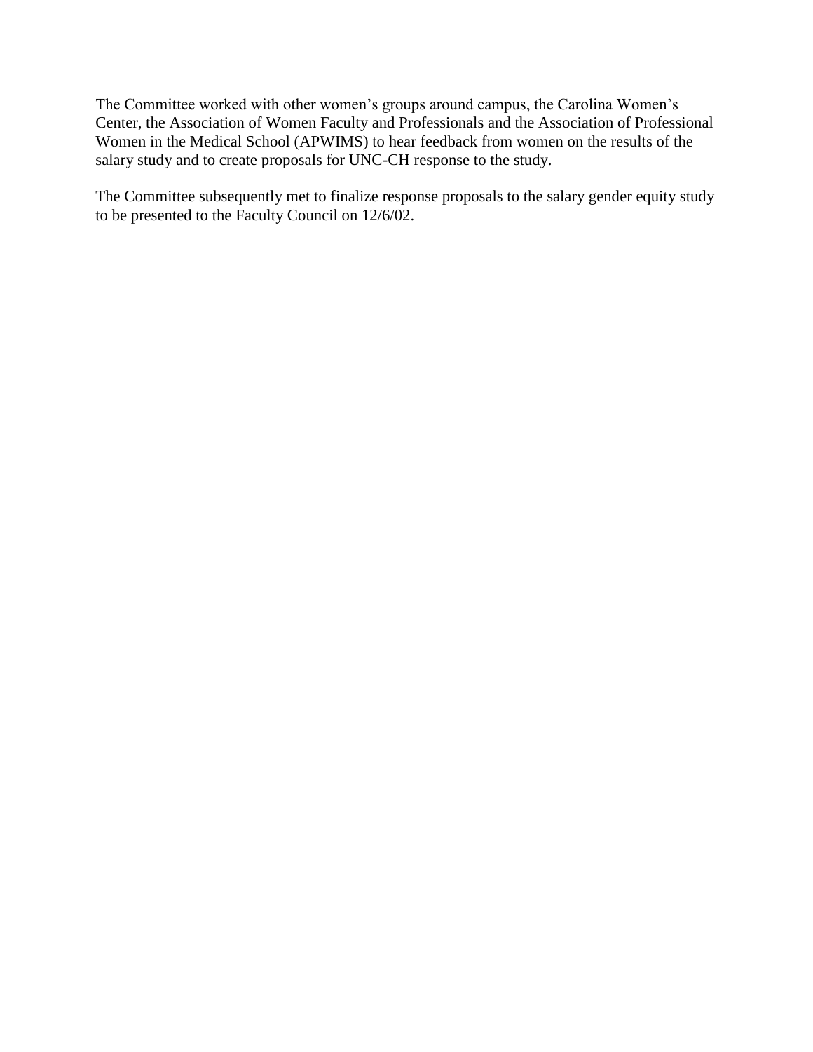The Committee worked with other women's groups around campus, the Carolina Women's Center, the Association of Women Faculty and Professionals and the Association of Professional Women in the Medical School (APWIMS) to hear feedback from women on the results of the salary study and to create proposals for UNC-CH response to the study.

The Committee subsequently met to finalize response proposals to the salary gender equity study to be presented to the Faculty Council on 12/6/02.